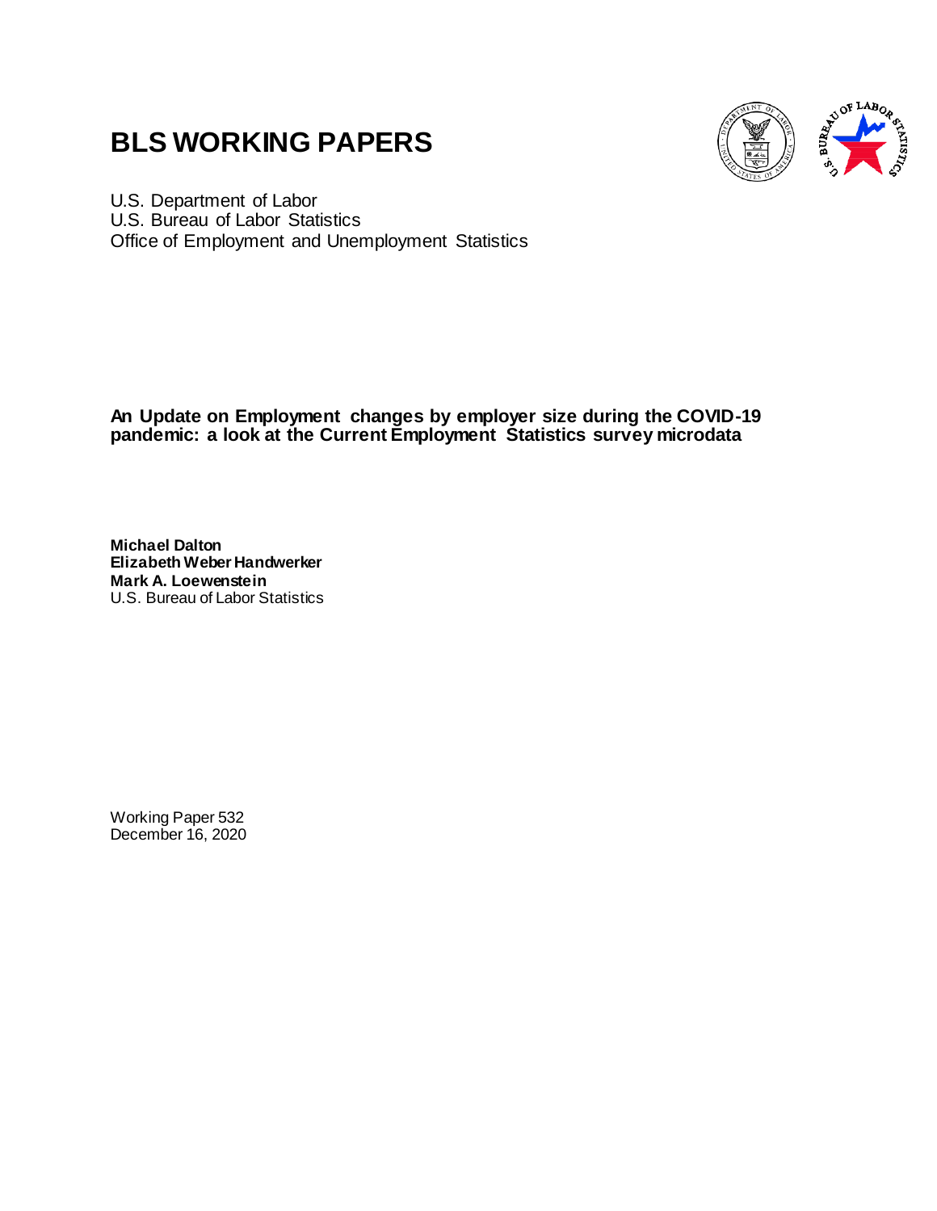# BLS WORKING PAPERS

U.S. Department of Labor
U.S. Bureau of Labor Statistics
Office of Employment and Unemployment Statistics

**An Update on Employment changes by employer size during the COVID-19 pandemic: a look at the Current Employment Statistics survey microdata**

**Michael Dalton**
**Elizabeth Weber Handwerker**
**Mark A. Loewenstein**
U.S. Bureau of Labor Statistics

Working Paper 532
December 16, 2020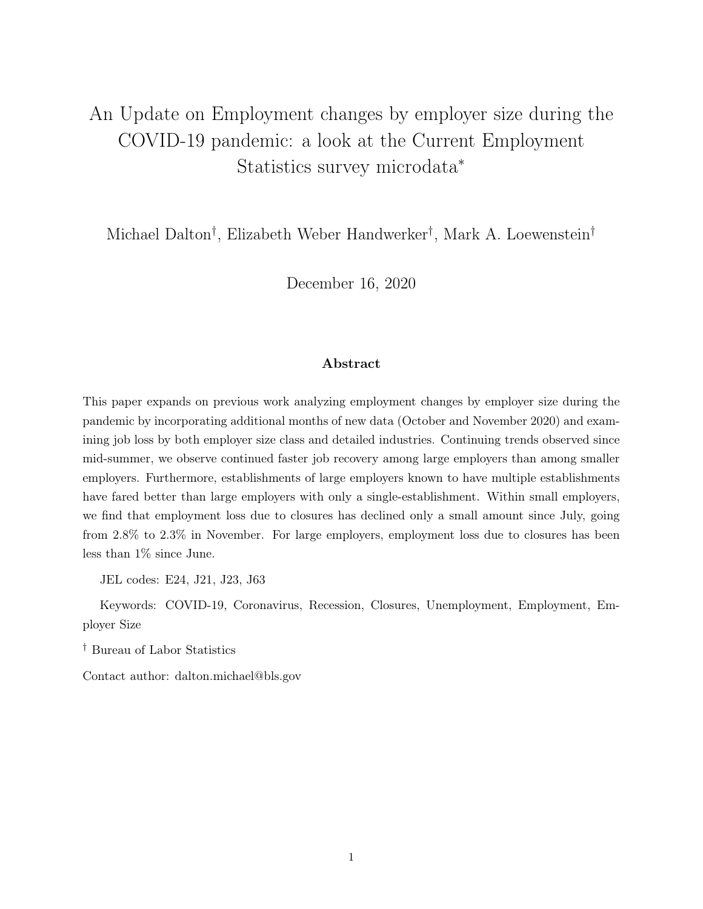# An Update on Employment changes by employer size during the COVID-19 pandemic: a look at the Current Employment Statistics survey microdata*

Michael Dalton†, Elizabeth Weber Handwerker†, Mark A. Loewenstein†

December 16, 2020

## Abstract

This paper expands on previous work analyzing employment changes by employer size during the pandemic by incorporating additional months of new data (October and November 2020) and examining job loss by both employer size class and detailed industries. Continuing trends observed since mid-summer, we observe continued faster job recovery among large employers than among smaller employers. Furthermore, establishments of large employers known to have multiple establishments have fared better than large employers with only a single-establishment. Within small employers, we find that employment loss due to closures has declined only a small amount since July, going from 2.8% to 2.3% in November. For large employers, employment loss due to closures has been less than 1% since June.

JEL codes: E24, J21, J23, J63

Keywords: COVID-19, Coronavirus, Recession, Closures, Unemployment, Employment, Employer Size

† Bureau of Labor Statistics

Contact author: dalton.michael@bls.gov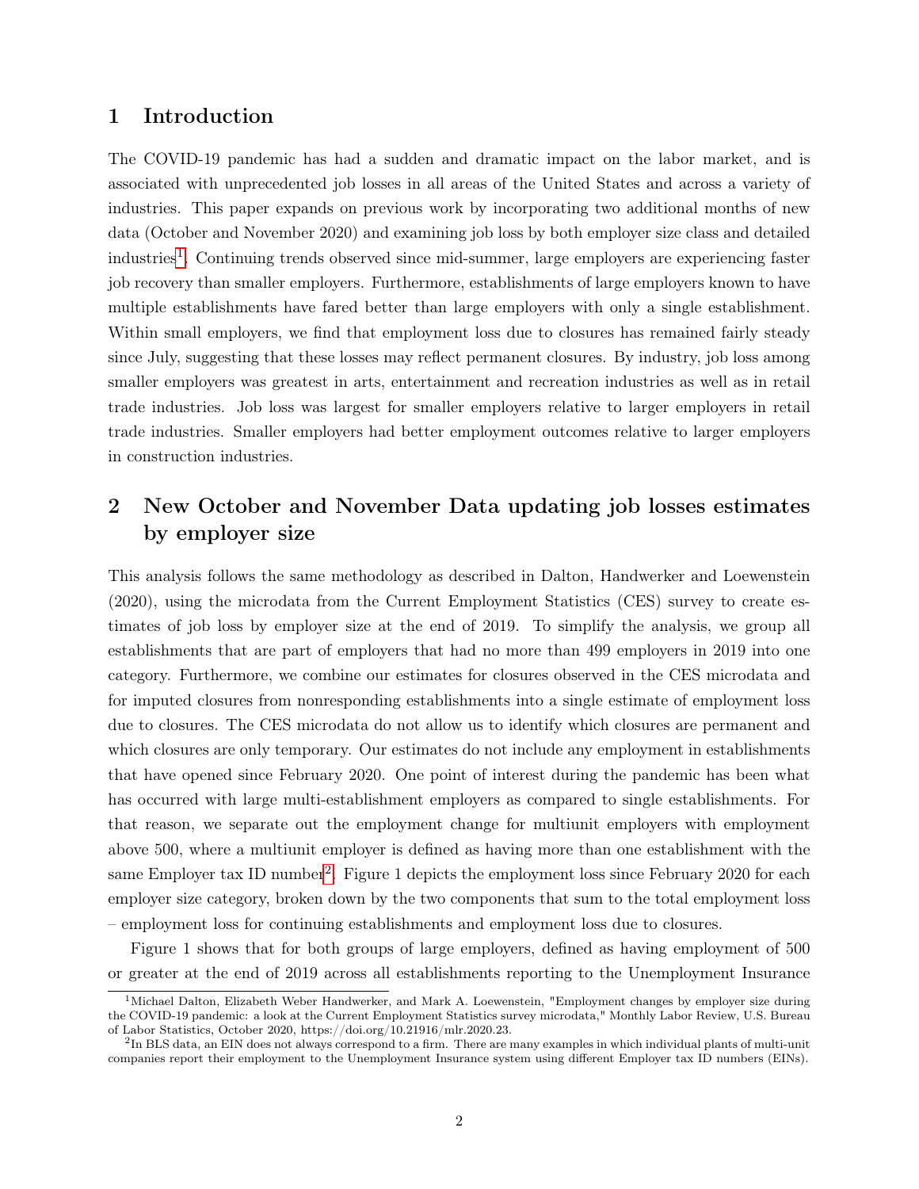## 1 Introduction

The COVID-19 pandemic has had a sudden and dramatic impact on the labor market, and is associated with unprecedented job losses in all areas of the United States and across a variety of industries. This paper expands on previous work by incorporating two additional months of new data (October and November 2020) and examining job loss by both employer size class and detailed industries[1]. Continuing trends observed since mid-summer, large employers are experiencing faster job recovery than smaller employers. Furthermore, establishments of large employers known to have multiple establishments have fared better than large employers with only a single establishment. Within small employers, we find that employment loss due to closures has remained fairly steady since July, suggesting that these losses may reflect permanent closures. By industry, job loss among smaller employers was greatest in arts, entertainment and recreation industries as well as in retail trade industries. Job loss was largest for smaller employers relative to larger employers in retail trade industries. Smaller employers had better employment outcomes relative to larger employers in construction industries.

## 2 New October and November Data updating job losses estimates by employer size

This analysis follows the same methodology as described in Dalton, Handwerker and Loewenstein (2020), using the microdata from the Current Employment Statistics (CES) survey to create estimates of job loss by employer size at the end of 2019. To simplify the analysis, we group all establishments that are part of employers that had no more than 499 employers in 2019 into one category. Furthermore, we combine our estimates for closures observed in the CES microdata and for imputed closures from nonresponding establishments into a single estimate of employment loss due to closures. The CES microdata do not allow us to identify which closures are permanent and which closures are only temporary. Our estimates do not include any employment in establishments that have opened since February 2020. One point of interest during the pandemic has been what has occurred with large multi-establishment employers as compared to single establishments. For that reason, we separate out the employment change for multiunit employers with employment above 500, where a multiunit employer is defined as having more than one establishment with the same Employer tax ID number[2]. Figure 1 depicts the employment loss since February 2020 for each employer size category, broken down by the two components that sum to the total employment loss – employment loss for continuing establishments and employment loss due to closures.

Figure 1 shows that for both groups of large employers, defined as having employment of 500 or greater at the end of 2019 across all establishments reporting to the Unemployment Insurance

[1] Michael Dalton, Elizabeth Weber Handwerker, and Mark A. Loewenstein, "Employment changes by employer size during the COVID-19 pandemic: a look at the Current Employment Statistics survey microdata," Monthly Labor Review, U.S. Bureau of Labor Statistics, October 2020, https://doi.org/10.21916/mlr.2020.23.

[2] In BLS data, an EIN does not always correspond to a firm. There are many examples in which individual plants of multi-unit companies report their employment to the Unemployment Insurance system using different Employer tax ID numbers (EINs).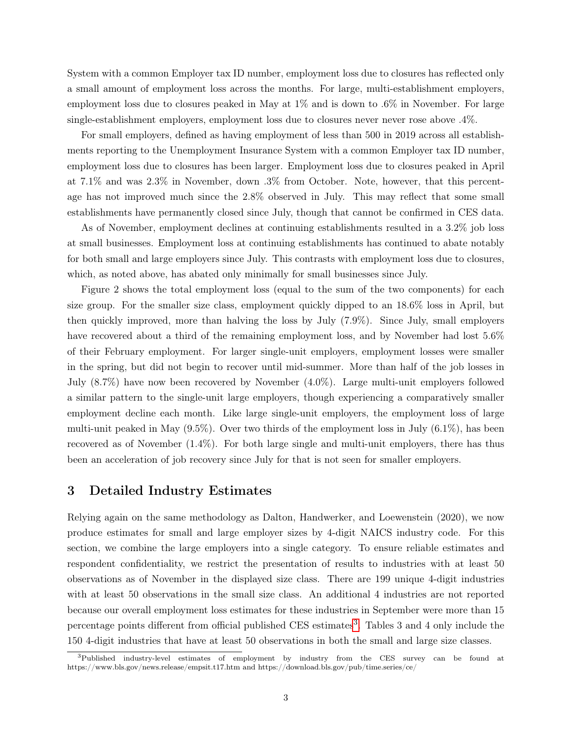System with a common Employer tax ID number, employment loss due to closures has reflected only a small amount of employment loss across the months. For large, multi-establishment employers, employment loss due to closures peaked in May at 1% and is down to .6% in November. For large single-establishment employers, employment loss due to closures never never rose above .4%.

For small employers, defined as having employment of less than 500 in 2019 across all establishments reporting to the Unemployment Insurance System with a common Employer tax ID number, employment loss due to closures has been larger. Employment loss due to closures peaked in April at 7.1% and was 2.3% in November, down .3% from October. Note, however, that this percentage has not improved much since the 2.8% observed in July. This may reflect that some small establishments have permanently closed since July, though that cannot be confirmed in CES data.

As of November, employment declines at continuing establishments resulted in a 3.2% job loss at small businesses. Employment loss at continuing establishments has continued to abate notably for both small and large employers since July. This contrasts with employment loss due to closures, which, as noted above, has abated only minimally for small businesses since July.

Figure 2 shows the total employment loss (equal to the sum of the two components) for each size group. For the smaller size class, employment quickly dipped to an 18.6% loss in April, but then quickly improved, more than halving the loss by July (7.9%). Since July, small employers have recovered about a third of the remaining employment loss, and by November had lost 5.6% of their February employment. For larger single-unit employers, employment losses were smaller in the spring, but did not begin to recover until mid-summer. More than half of the job losses in July (8.7%) have now been recovered by November (4.0%). Large multi-unit employers followed a similar pattern to the single-unit large employers, though experiencing a comparatively smaller employment decline each month. Like large single-unit employers, the employment loss of large multi-unit peaked in May (9.5%). Over two thirds of the employment loss in July (6.1%), has been recovered as of November (1.4%). For both large single and multi-unit employers, there has thus been an acceleration of job recovery since July for that is not seen for smaller employers.

## 3 Detailed Industry Estimates

Relying again on the same methodology as Dalton, Handwerker, and Loewenstein (2020), we now produce estimates for small and large employer sizes by 4-digit NAICS industry code. For this section, we combine the large employers into a single category. To ensure reliable estimates and respondent confidentiality, we restrict the presentation of results to industries with at least 50 observations as of November in the displayed size class. There are 199 unique 4-digit industries with at least 50 observations in the small size class. An additional 4 industries are not reported because our overall employment loss estimates for these industries in September were more than 15 percentage points different from official published CES estimates[3]. Tables 3 and 4 only include the 150 4-digit industries that have at least 50 observations in both the small and large size classes.

[3] Published industry-level estimates of employment by industry from the CES survey can be found at https://www.bls.gov/news.release/empsit.t17.htm and https://download.bls.gov/pub/time.series/ce/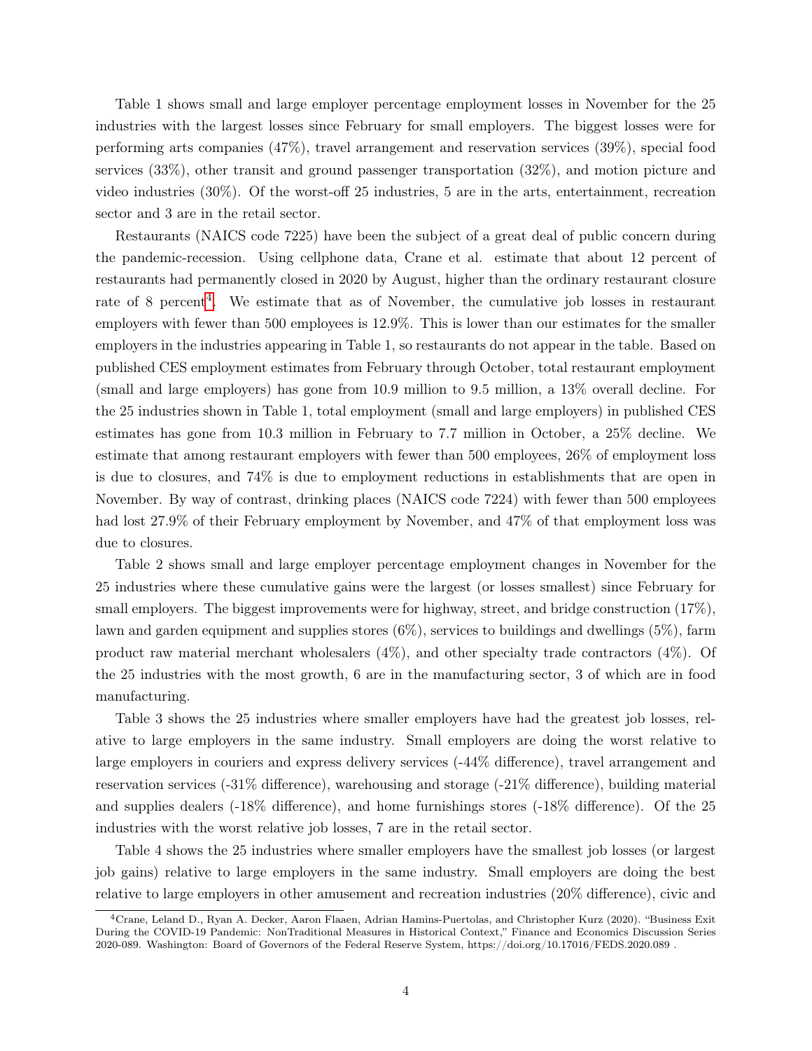Table 1 shows small and large employer percentage employment losses in November for the 25 industries with the largest losses since February for small employers. The biggest losses were for performing arts companies (47%), travel arrangement and reservation services (39%), special food services (33%), other transit and ground passenger transportation (32%), and motion picture and video industries (30%). Of the worst-off 25 industries, 5 are in the arts, entertainment, recreation sector and 3 are in the retail sector.

Restaurants (NAICS code 7225) have been the subject of a great deal of public concern during the pandemic-recession. Using cellphone data, Crane et al. estimate that about 12 percent of restaurants had permanently closed in 2020 by August, higher than the ordinary restaurant closure rate of 8 percent[4]. We estimate that as of November, the cumulative job losses in restaurant employers with fewer than 500 employees is 12.9%. This is lower than our estimates for the smaller employers in the industries appearing in Table 1, so restaurants do not appear in the table. Based on published CES employment estimates from February through October, total restaurant employment (small and large employers) has gone from 10.9 million to 9.5 million, a 13% overall decline. For the 25 industries shown in Table 1, total employment (small and large employers) in published CES estimates has gone from 10.3 million in February to 7.7 million in October, a 25% decline. We estimate that among restaurant employers with fewer than 500 employees, 26% of employment loss is due to closures, and 74% is due to employment reductions in establishments that are open in November. By way of contrast, drinking places (NAICS code 7224) with fewer than 500 employees had lost 27.9% of their February employment by November, and 47% of that employment loss was due to closures.

Table 2 shows small and large employer percentage employment changes in November for the 25 industries where these cumulative gains were the largest (or losses smallest) since February for small employers. The biggest improvements were for highway, street, and bridge construction (17%), lawn and garden equipment and supplies stores (6%), services to buildings and dwellings (5%), farm product raw material merchant wholesalers (4%), and other specialty trade contractors (4%). Of the 25 industries with the most growth, 6 are in the manufacturing sector, 3 of which are in food manufacturing.

Table 3 shows the 25 industries where smaller employers have had the greatest job losses, relative to large employers in the same industry. Small employers are doing the worst relative to large employers in couriers and express delivery services (-44% difference), travel arrangement and reservation services (-31% difference), warehousing and storage (-21% difference), building material and supplies dealers (-18% difference), and home furnishings stores (-18% difference). Of the 25 industries with the worst relative job losses, 7 are in the retail sector.

Table 4 shows the 25 industries where smaller employers have the smallest job losses (or largest job gains) relative to large employers in the same industry. Small employers are doing the best relative to large employers in other amusement and recreation industries (20% difference), civic and

[4] Crane, Leland D., Ryan A. Decker, Aaron Flaaen, Adrian Hamins-Puertolas, and Christopher Kurz (2020). "Business Exit During the COVID-19 Pandemic: NonTraditional Measures in Historical Context," Finance and Economics Discussion Series 2020-089. Washington: Board of Governors of the Federal Reserve System, https://doi.org/10.17016/FEDS.2020.089 .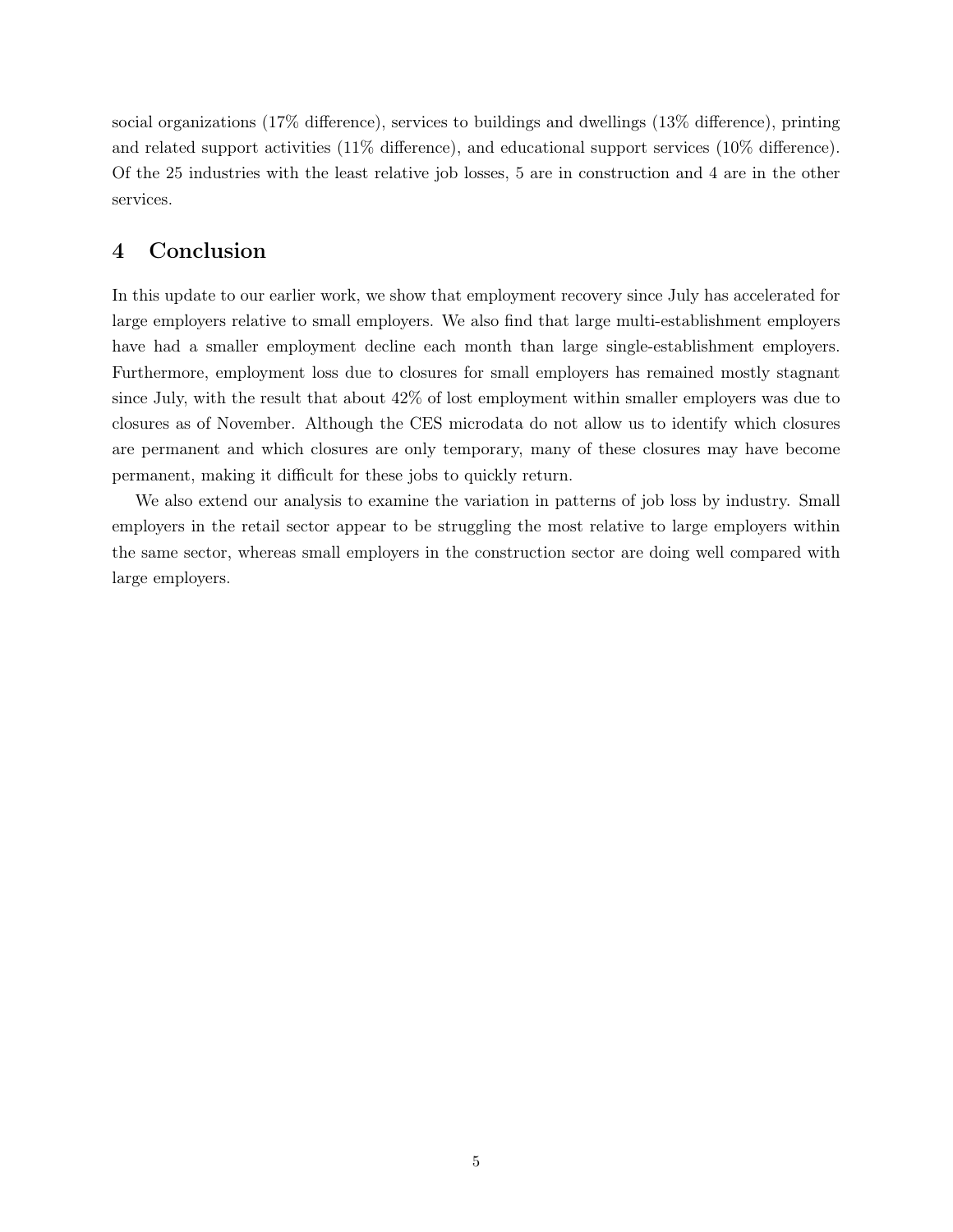social organizations (17% difference), services to buildings and dwellings (13% difference), printing and related support activities (11% difference), and educational support services (10% difference). Of the 25 industries with the least relative job losses, 5 are in construction and 4 are in the other services.

## 4 Conclusion

In this update to our earlier work, we show that employment recovery since July has accelerated for large employers relative to small employers. We also find that large multi-establishment employers have had a smaller employment decline each month than large single-establishment employers. Furthermore, employment loss due to closures for small employers has remained mostly stagnant since July, with the result that about 42% of lost employment within smaller employers was due to closures as of November. Although the CES microdata do not allow us to identify which closures are permanent and which closures are only temporary, many of these closures may have become permanent, making it difficult for these jobs to quickly return.

We also extend our analysis to examine the variation in patterns of job loss by industry. Small employers in the retail sector appear to be struggling the most relative to large employers within the same sector, whereas small employers in the construction sector are doing well compared with large employers.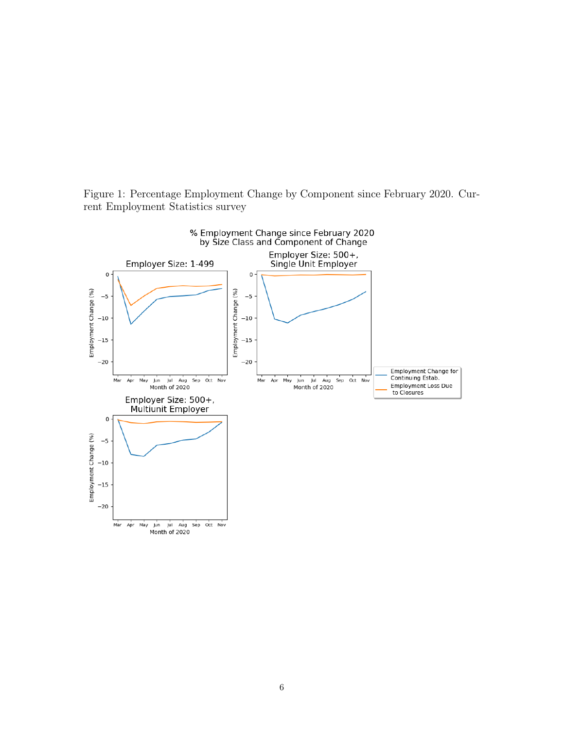Figure 1: Percentage Employment Change by Component since February 2020. Current Employment Statistics survey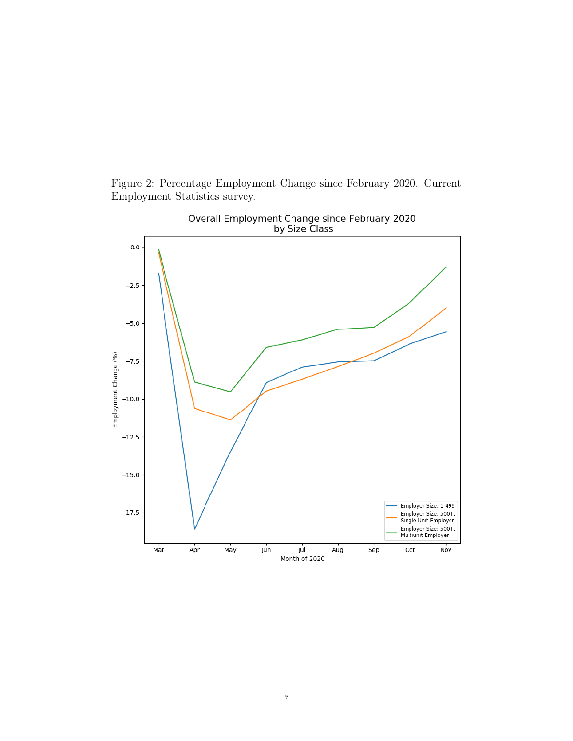Figure 2: Percentage Employment Change since February 2020. Current Employment Statistics survey.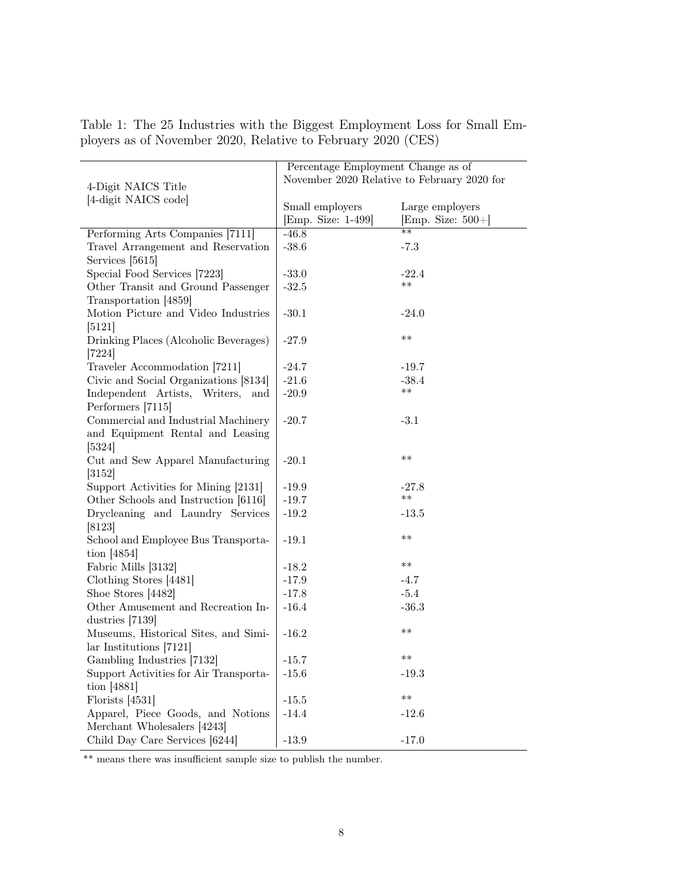Table 1: The 25 Industries with the Biggest Employment Loss for Small Employers as of November 2020, Relative to February 2020 (CES)

| 4-Digit NAICS Title [4-digit NAICS code] | Percentage Employment Change as of November 2020 Relative to February 2020 for | |
|---|---|---|
| | Small employers [Emp. Size: 1-499] | Large employers [Emp. Size: 500+] |
| Performing Arts Companies [7111] | -46.8 | ** |
| Travel Arrangement and Reservation Services [5615] | -38.6 | -7.3 |
| Special Food Services [7223] | -33.0 | -22.4 |
| Other Transit and Ground Passenger Transportation [4859] | -32.5 | ** |
| Motion Picture and Video Industries [5121] | -30.1 | -24.0 |
| Drinking Places (Alcoholic Beverages) [7224] | -27.9 | ** |
| Traveler Accommodation [7211] | -24.7 | -19.7 |
| Civic and Social Organizations [8134] | -21.6 | -38.4 |
| Independent Artists, Writers, and Performers [7115] | -20.9 | ** |
| Commercial and Industrial Machinery and Equipment Rental and Leasing [5324] | -20.7 | -3.1 |
| Cut and Sew Apparel Manufacturing [3152] | -20.1 | ** |
| Support Activities for Mining [2131] | -19.9 | -27.8 |
| Other Schools and Instruction [6116] | -19.7 | ** |
| Drycleaning and Laundry Services [8123] | -19.2 | -13.5 |
| School and Employee Bus Transportation [4854] | -19.1 | ** |
| Fabric Mills [3132] | -18.2 | ** |
| Clothing Stores [4481] | -17.9 | -4.7 |
| Shoe Stores [4482] | -17.8 | -5.4 |
| Other Amusement and Recreation Industries [7139] | -16.4 | -36.3 |
| Museums, Historical Sites, and Similar Institutions [7121] | -16.2 | ** |
| Gambling Industries [7132] | -15.7 | ** |
| Support Activities for Air Transportation [4881] | -15.6 | -19.3 |
| Florists [4531] | -15.5 | ** |
| Apparel, Piece Goods, and Notions Merchant Wholesalers [4243] | -14.4 | -12.6 |
| Child Day Care Services [6244] | -13.9 | -17.0 |

** means there was insufficient sample size to publish the number.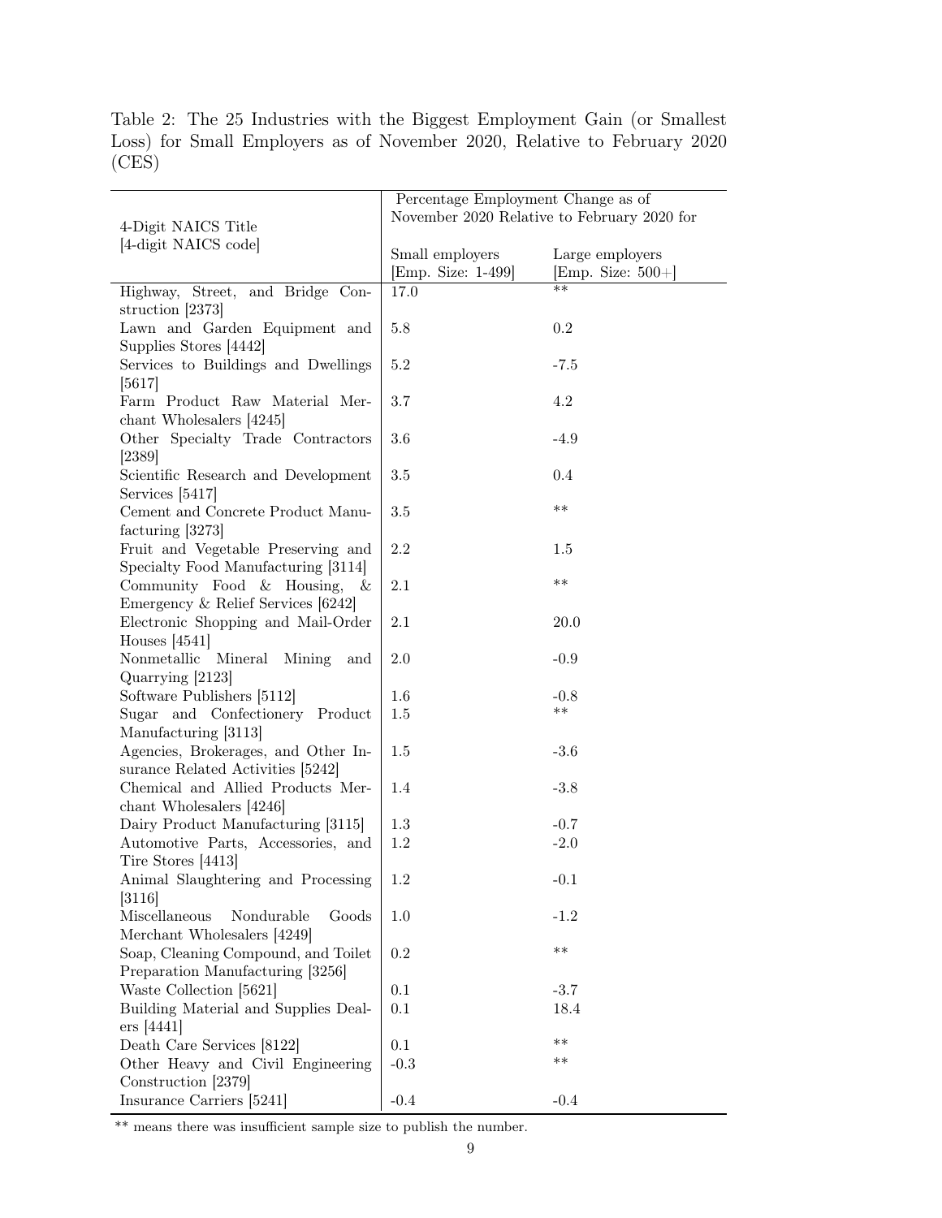Table 2: The 25 Industries with the Biggest Employment Gain (or Smallest Loss) for Small Employers as of November 2020, Relative to February 2020 (CES)

| 4-Digit NAICS Title [4-digit NAICS code] | Percentage Employment Change as of November 2020 Relative to February 2020 for | |
|---|---|---|
| | Small employers [Emp. Size: 1-499] | Large employers [Emp. Size: 500+] |
| Highway, Street, and Bridge Construction [2373] | 17.0 | ** |
| Lawn and Garden Equipment and Supplies Stores [4442] | 5.8 | 0.2 |
| Services to Buildings and Dwellings [5617] | 5.2 | -7.5 |
| Farm Product Raw Material Merchant Wholesalers [4245] | 3.7 | 4.2 |
| Other Specialty Trade Contractors [2389] | 3.6 | -4.9 |
| Scientific Research and Development Services [5417] | 3.5 | 0.4 |
| Cement and Concrete Product Manufacturing [3273] | 3.5 | ** |
| Fruit and Vegetable Preserving and Specialty Food Manufacturing [3114] | 2.2 | 1.5 |
| Community Food & Housing, & Emergency & Relief Services [6242] | 2.1 | ** |
| Electronic Shopping and Mail-Order Houses [4541] | 2.1 | 20.0 |
| Nonmetallic Mineral Mining and Quarrying [2123] | 2.0 | -0.9 |
| Software Publishers [5112] | 1.6 | -0.8 |
| Sugar and Confectionery Product Manufacturing [3113] | 1.5 | ** |
| Agencies, Brokerages, and Other Insurance Related Activities [5242] | 1.5 | -3.6 |
| Chemical and Allied Products Merchant Wholesalers [4246] | 1.4 | -3.8 |
| Dairy Product Manufacturing [3115] | 1.3 | -0.7 |
| Automotive Parts, Accessories, and Tire Stores [4413] | 1.2 | -2.0 |
| Animal Slaughtering and Processing [3116] | 1.2 | -0.1 |
| Miscellaneous Nondurable Goods Merchant Wholesalers [4249] | 1.0 | -1.2 |
| Soap, Cleaning Compound, and Toilet Preparation Manufacturing [3256] | 0.2 | ** |
| Waste Collection [5621] | 0.1 | -3.7 |
| Building Material and Supplies Dealers [4441] | 0.1 | 18.4 |
| Death Care Services [8122] | 0.1 | ** |
| Other Heavy and Civil Engineering Construction [2379] | -0.3 | ** |
| Insurance Carriers [5241] | -0.4 | -0.4 |

** means there was insufficient sample size to publish the number.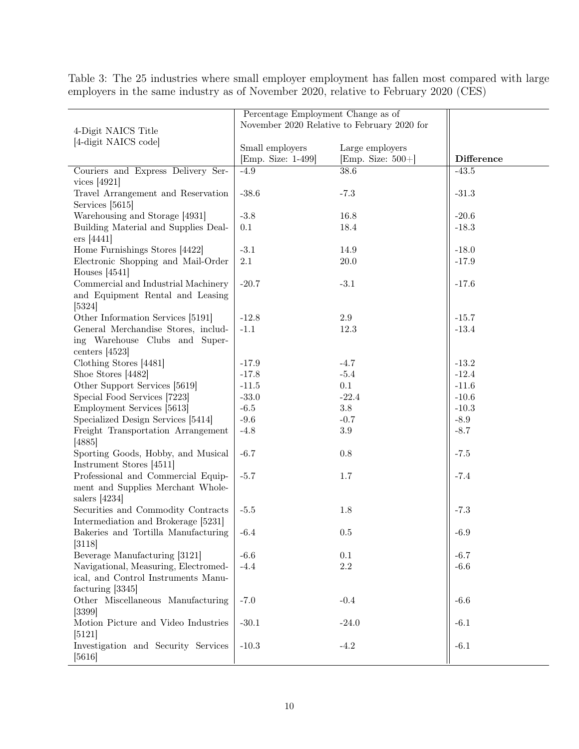Table 3: The 25 industries where small employer employment has fallen most compared with large employers in the same industry as of November 2020, relative to February 2020 (CES)

| 4-Digit NAICS Title [4-digit NAICS code] | Percentage Employment Change as of November 2020 Relative to February 2020 for | | |
|---|---|---|---|
| | Small employers [Emp. Size: 1-499] | Large employers [Emp. Size: 500+] | **Difference** |
| Couriers and Express Delivery Services [4921] | -4.9 | 38.6 | -43.5 |
| Travel Arrangement and Reservation Services [5615] | -38.6 | -7.3 | -31.3 |
| Warehousing and Storage [4931] | -3.8 | 16.8 | -20.6 |
| Building Material and Supplies Dealers [4441] | 0.1 | 18.4 | -18.3 |
| Home Furnishings Stores [4422] | -3.1 | 14.9 | -18.0 |
| Electronic Shopping and Mail-Order Houses [4541] | 2.1 | 20.0 | -17.9 |
| Commercial and Industrial Machinery and Equipment Rental and Leasing [5324] | -20.7 | -3.1 | -17.6 |
| Other Information Services [5191] | -12.8 | 2.9 | -15.7 |
| General Merchandise Stores, including Warehouse Clubs and Supercenters [4523] | -1.1 | 12.3 | -13.4 |
| Clothing Stores [4481] | -17.9 | -4.7 | -13.2 |
| Shoe Stores [4482] | -17.8 | -5.4 | -12.4 |
| Other Support Services [5619] | -11.5 | 0.1 | -11.6 |
| Special Food Services [7223] | -33.0 | -22.4 | -10.6 |
| Employment Services [5613] | -6.5 | 3.8 | -10.3 |
| Specialized Design Services [5414] | -9.6 | -0.7 | -8.9 |
| Freight Transportation Arrangement [4885] | -4.8 | 3.9 | -8.7 |
| Sporting Goods, Hobby, and Musical Instrument Stores [4511] | -6.7 | 0.8 | -7.5 |
| Professional and Commercial Equipment and Supplies Merchant Wholesalers [4234] | -5.7 | 1.7 | -7.4 |
| Securities and Commodity Contracts Intermediation and Brokerage [5231] | -5.5 | 1.8 | -7.3 |
| Bakeries and Tortilla Manufacturing [3118] | -6.4 | 0.5 | -6.9 |
| Beverage Manufacturing [3121] | -6.6 | 0.1 | -6.7 |
| Navigational, Measuring, Electromedical, and Control Instruments Manufacturing [3345] | -4.4 | 2.2 | -6.6 |
| Other Miscellaneous Manufacturing [3399] | -7.0 | -0.4 | -6.6 |
| Motion Picture and Video Industries [5121] | -30.1 | -24.0 | -6.1 |
| Investigation and Security Services [5616] | -10.3 | -4.2 | -6.1 |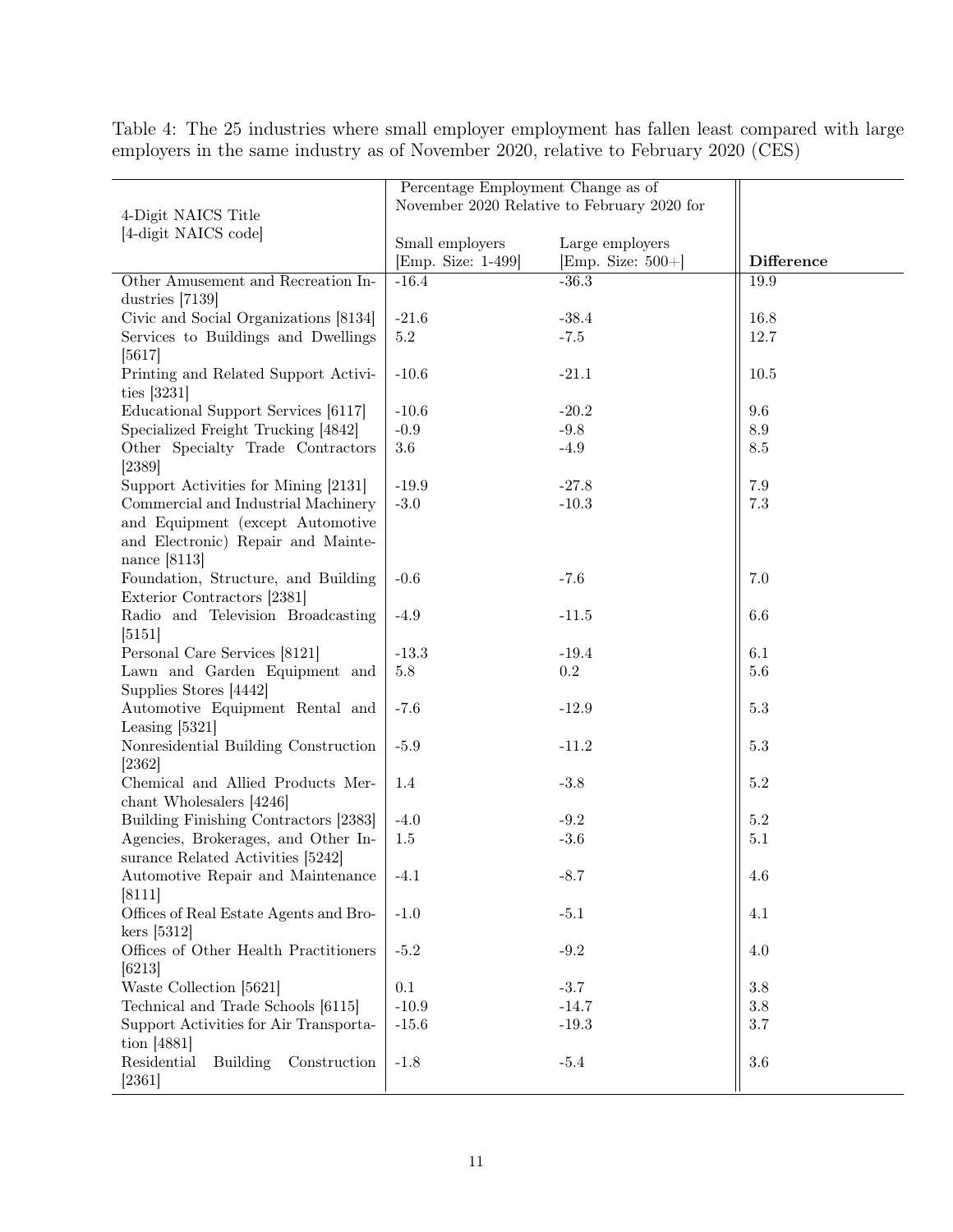Table 4: The 25 industries where small employer employment has fallen least compared with large employers in the same industry as of November 2020, relative to February 2020 (CES)

| 4-Digit NAICS Title [4-digit NAICS code] | Percentage Employment Change as of November 2020 Relative to February 2020 for | | |
|---|---|---|---|
| | Small employers [Emp. Size: 1-499] | Large employers [Emp. Size: 500+] | **Difference** |
| Other Amusement and Recreation Industries [7139] | -16.4 | -36.3 | 19.9 |
| Civic and Social Organizations [8134] | -21.6 | -38.4 | 16.8 |
| Services to Buildings and Dwellings [5617] | 5.2 | -7.5 | 12.7 |
| Printing and Related Support Activities [3231] | -10.6 | -21.1 | 10.5 |
| Educational Support Services [6117] | -10.6 | -20.2 | 9.6 |
| Specialized Freight Trucking [4842] | -0.9 | -9.8 | 8.9 |
| Other Specialty Trade Contractors [2389] | 3.6 | -4.9 | 8.5 |
| Support Activities for Mining [2131] | -19.9 | -27.8 | 7.9 |
| Commercial and Industrial Machinery and Equipment (except Automotive and Electronic) Repair and Maintenance [8113] | -3.0 | -10.3 | 7.3 |
| Foundation, Structure, and Building Exterior Contractors [2381] | -0.6 | -7.6 | 7.0 |
| Radio and Television Broadcasting [5151] | -4.9 | -11.5 | 6.6 |
| Personal Care Services [8121] | -13.3 | -19.4 | 6.1 |
| Lawn and Garden Equipment and Supplies Stores [4442] | 5.8 | 0.2 | 5.6 |
| Automotive Equipment Rental and Leasing [5321] | -7.6 | -12.9 | 5.3 |
| Nonresidential Building Construction [2362] | -5.9 | -11.2 | 5.3 |
| Chemical and Allied Products Merchant Wholesalers [4246] | 1.4 | -3.8 | 5.2 |
| Building Finishing Contractors [2383] | -4.0 | -9.2 | 5.2 |
| Agencies, Brokerages, and Other Insurance Related Activities [5242] | 1.5 | -3.6 | 5.1 |
| Automotive Repair and Maintenance [8111] | -4.1 | -8.7 | 4.6 |
| Offices of Real Estate Agents and Brokers [5312] | -1.0 | -5.1 | 4.1 |
| Offices of Other Health Practitioners [6213] | -5.2 | -9.2 | 4.0 |
| Waste Collection [5621] | 0.1 | -3.7 | 3.8 |
| Technical and Trade Schools [6115] | -10.9 | -14.7 | 3.8 |
| Support Activities for Air Transportation [4881] | -15.6 | -19.3 | 3.7 |
| Residential Building Construction [2361] | -1.8 | -5.4 | 3.6 |